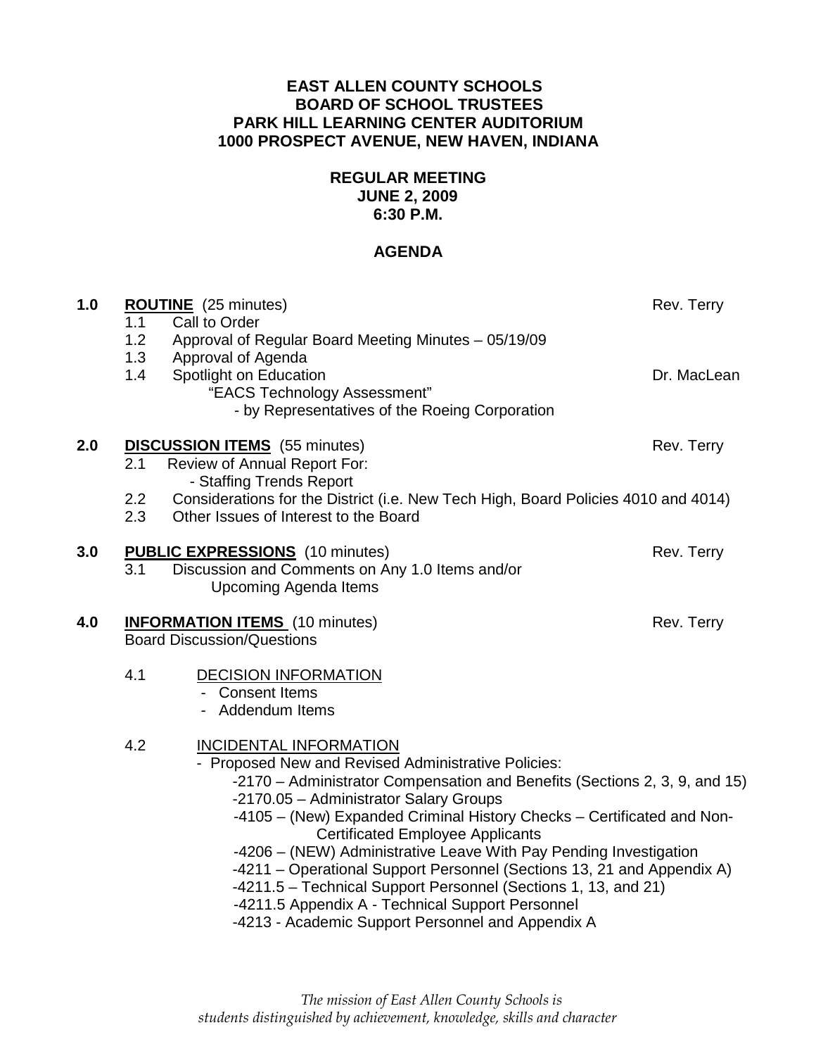**EAST ALLEN COUNTY SCHOOLS**
**BOARD OF SCHOOL TRUSTEES**
**PARK HILL LEARNING CENTER AUDITORIUM**
**1000 PROSPECT AVENUE, NEW HAVEN, INDIANA**

**REGULAR MEETING**
**JUNE 2, 2009**
**6:30 P.M.**

**AGENDA**

**1.0 ROUTINE** (25 minutes) — Rev. Terry

- 1.1 Call to Order
- 1.2 Approval of Regular Board Meeting Minutes – 05/19/09
- 1.3 Approval of Agenda
- 1.4 Spotlight on Education — Dr. MacLean
  - "EACS Technology Assessment"
    - by Representatives of the Roeing Corporation

**2.0 DISCUSSION ITEMS** (55 minutes) — Rev. Terry

- 2.1 Review of Annual Report For:
  - Staffing Trends Report
- 2.2 Considerations for the District (i.e. New Tech High, Board Policies 4010 and 4014)
- 2.3 Other Issues of Interest to the Board

**3.0 PUBLIC EXPRESSIONS** (10 minutes) — Rev. Terry

- 3.1 Discussion and Comments on Any 1.0 Items and/or Upcoming Agenda Items

**4.0 INFORMATION ITEMS** (10 minutes) — Rev. Terry

Board Discussion/Questions

- 4.1 DECISION INFORMATION
  - Consent Items
  - Addendum Items
- 4.2 INCIDENTAL INFORMATION
  - Proposed New and Revised Administrative Policies:
    - 2170 – Administrator Compensation and Benefits (Sections 2, 3, 9, and 15)
    - 2170.05 – Administrator Salary Groups
    - 4105 – (New) Expanded Criminal History Checks – Certificated and Non-Certificated Employee Applicants
    - 4206 – (NEW) Administrative Leave With Pay Pending Investigation
    - 4211 – Operational Support Personnel (Sections 13, 21 and Appendix A)
    - 4211.5 – Technical Support Personnel (Sections 1, 13, and 21)
    - 4211.5 Appendix A - Technical Support Personnel
    - 4213 - Academic Support Personnel and Appendix A

*The mission of East Allen County Schools is students distinguished by achievement, knowledge, skills and character*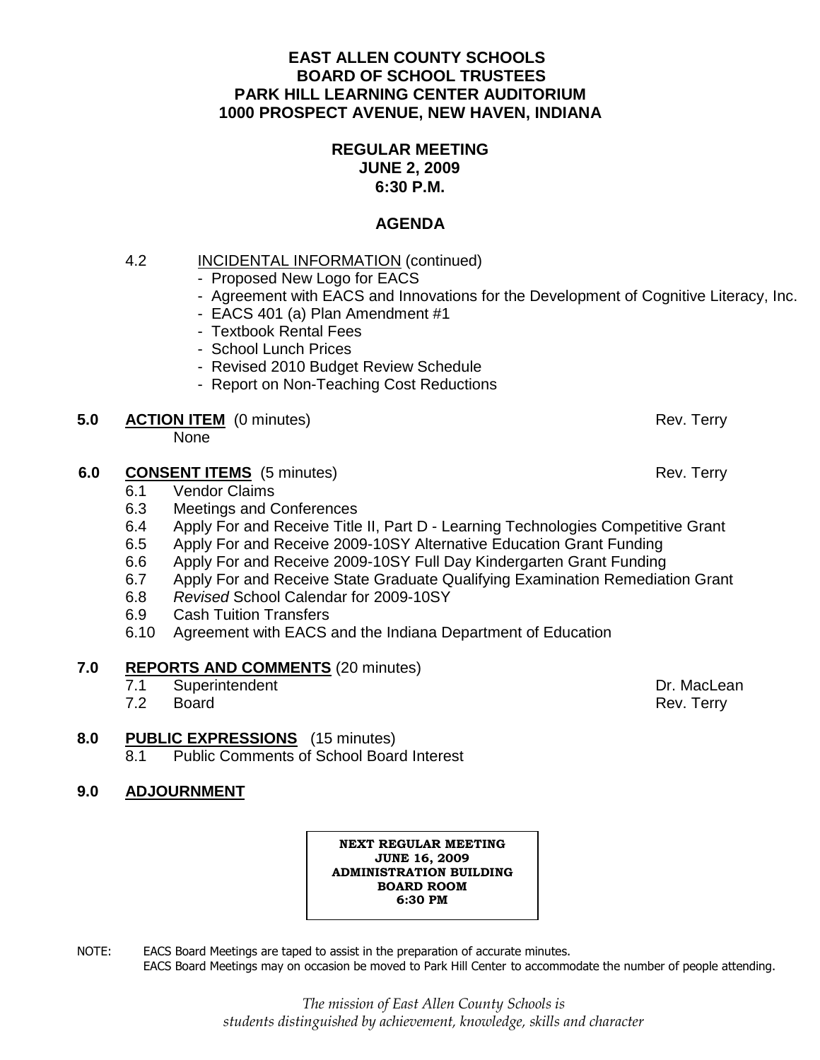**EAST ALLEN COUNTY SCHOOLS**
**BOARD OF SCHOOL TRUSTEES**
**PARK HILL LEARNING CENTER AUDITORIUM**
**1000 PROSPECT AVENUE, NEW HAVEN, INDIANA**

**REGULAR MEETING**
**JUNE 2, 2009**
**6:30 P.M.**

**AGENDA**

4.2 INCIDENTAL INFORMATION (continued)
- Proposed New Logo for EACS
- Agreement with EACS and Innovations for the Development of Cognitive Literacy, Inc.
- EACS 401 (a) Plan Amendment #1
- Textbook Rental Fees
- School Lunch Prices
- Revised 2010 Budget Review Schedule
- Report on Non-Teaching Cost Reductions

**5.0 ACTION ITEM** (0 minutes) Rev. Terry

None

**6.0 CONSENT ITEMS** (5 minutes) Rev. Terry

- 6.1 Vendor Claims
- 6.3 Meetings and Conferences
- 6.4 Apply For and Receive Title II, Part D - Learning Technologies Competitive Grant
- 6.5 Apply For and Receive 2009-10SY Alternative Education Grant Funding
- 6.6 Apply For and Receive 2009-10SY Full Day Kindergarten Grant Funding
- 6.7 Apply For and Receive State Graduate Qualifying Examination Remediation Grant
- 6.8 *Revised* School Calendar for 2009-10SY
- 6.9 Cash Tuition Transfers
- 6.10 Agreement with EACS and the Indiana Department of Education

**7.0 REPORTS AND COMMENTS** (20 minutes)

- 7.1 Superintendent Dr. MacLean
- 7.2 Board Rev. Terry

**8.0 PUBLIC EXPRESSIONS** (15 minutes)

- 8.1 Public Comments of School Board Interest

**9.0 ADJOURNMENT**

**NEXT REGULAR MEETING**
**JUNE 16, 2009**
**ADMINISTRATION BUILDING**
**BOARD ROOM**
**6:30 PM**

NOTE: EACS Board Meetings are taped to assist in the preparation of accurate minutes.
EACS Board Meetings may on occasion be moved to Park Hill Center to accommodate the number of people attending.

*The mission of East Allen County Schools is*
*students distinguished by achievement, knowledge, skills and character*